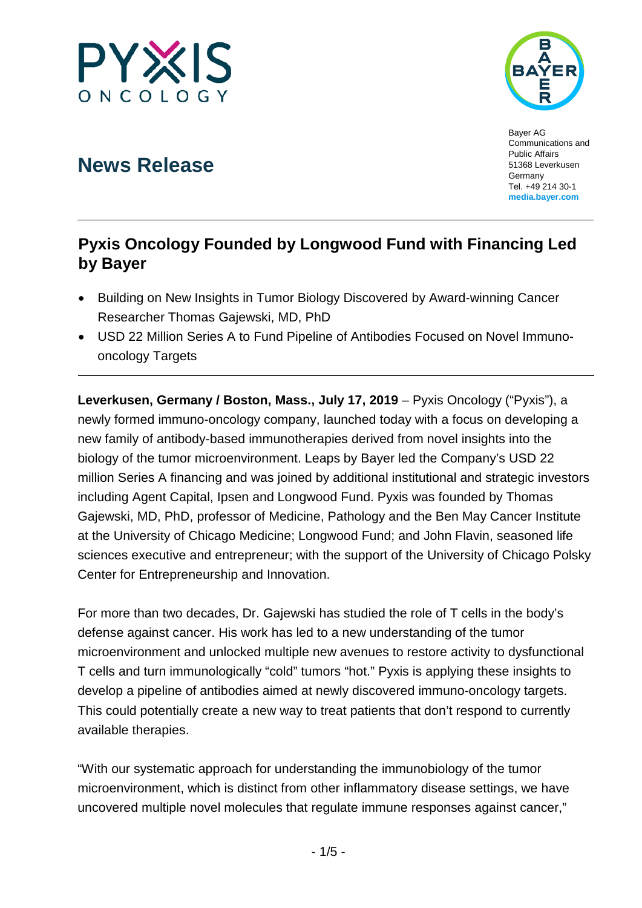Bayer AG
Communications and Public Affairs
51368 Leverkusen
Germany
Tel. +49 214 30-1
**media.bayer.com**

# News Release

## Pyxis Oncology Founded by Longwood Fund with Financing Led by Bayer

- Building on New Insights in Tumor Biology Discovered by Award-winning Cancer Researcher Thomas Gajewski, MD, PhD
- USD 22 Million Series A to Fund Pipeline of Antibodies Focused on Novel Immuno-oncology Targets

**Leverkusen, Germany / Boston, Mass., July 17, 2019** – Pyxis Oncology ("Pyxis"), a newly formed immuno-oncology company, launched today with a focus on developing a new family of antibody-based immunotherapies derived from novel insights into the biology of the tumor microenvironment. Leaps by Bayer led the Company's USD 22 million Series A financing and was joined by additional institutional and strategic investors including Agent Capital, Ipsen and Longwood Fund. Pyxis was founded by Thomas Gajewski, MD, PhD, professor of Medicine, Pathology and the Ben May Cancer Institute at the University of Chicago Medicine; Longwood Fund; and John Flavin, seasoned life sciences executive and entrepreneur; with the support of the University of Chicago Polsky Center for Entrepreneurship and Innovation.

For more than two decades, Dr. Gajewski has studied the role of T cells in the body's defense against cancer. His work has led to a new understanding of the tumor microenvironment and unlocked multiple new avenues to restore activity to dysfunctional T cells and turn immunologically "cold" tumors "hot." Pyxis is applying these insights to develop a pipeline of antibodies aimed at newly discovered immuno-oncology targets. This could potentially create a new way to treat patients that don't respond to currently available therapies.

"With our systematic approach for understanding the immunobiology of the tumor microenvironment, which is distinct from other inflammatory disease settings, we have uncovered multiple novel molecules that regulate immune responses against cancer,"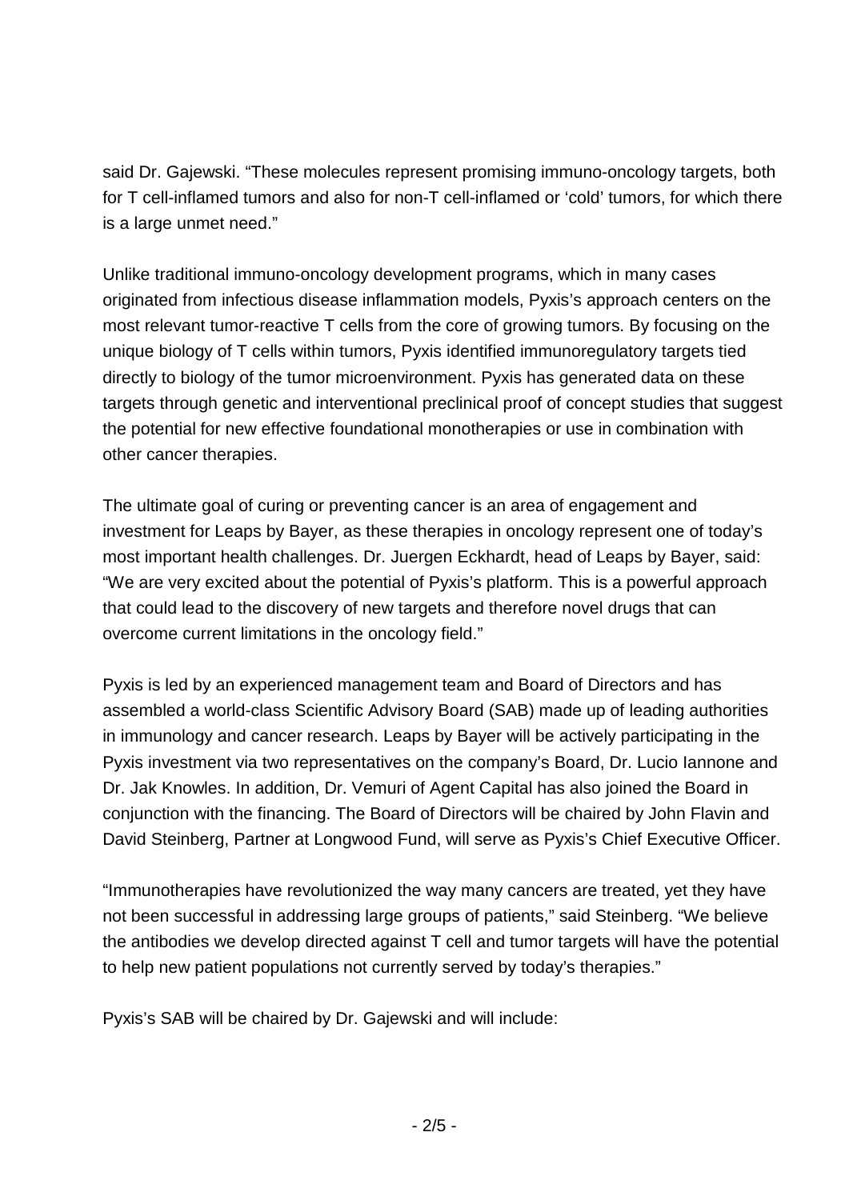said Dr. Gajewski. “These molecules represent promising immuno-oncology targets, both for T cell-inflamed tumors and also for non-T cell-inflamed or ‘cold’ tumors, for which there is a large unmet need.”

Unlike traditional immuno-oncology development programs, which in many cases originated from infectious disease inflammation models, Pyxis’s approach centers on the most relevant tumor-reactive T cells from the core of growing tumors. By focusing on the unique biology of T cells within tumors, Pyxis identified immunoregulatory targets tied directly to biology of the tumor microenvironment. Pyxis has generated data on these targets through genetic and interventional preclinical proof of concept studies that suggest the potential for new effective foundational monotherapies or use in combination with other cancer therapies.

The ultimate goal of curing or preventing cancer is an area of engagement and investment for Leaps by Bayer, as these therapies in oncology represent one of today’s most important health challenges. Dr. Juergen Eckhardt, head of Leaps by Bayer, said: “We are very excited about the potential of Pyxis’s platform. This is a powerful approach that could lead to the discovery of new targets and therefore novel drugs that can overcome current limitations in the oncology field.”

Pyxis is led by an experienced management team and Board of Directors and has assembled a world-class Scientific Advisory Board (SAB) made up of leading authorities in immunology and cancer research. Leaps by Bayer will be actively participating in the Pyxis investment via two representatives on the company’s Board, Dr. Lucio Iannone and Dr. Jak Knowles. In addition, Dr. Vemuri of Agent Capital has also joined the Board in conjunction with the financing. The Board of Directors will be chaired by John Flavin and David Steinberg, Partner at Longwood Fund, will serve as Pyxis’s Chief Executive Officer.

“Immunotherapies have revolutionized the way many cancers are treated, yet they have not been successful in addressing large groups of patients,” said Steinberg. “We believe the antibodies we develop directed against T cell and tumor targets will have the potential to help new patient populations not currently served by today’s therapies.”

Pyxis’s SAB will be chaired by Dr. Gajewski and will include: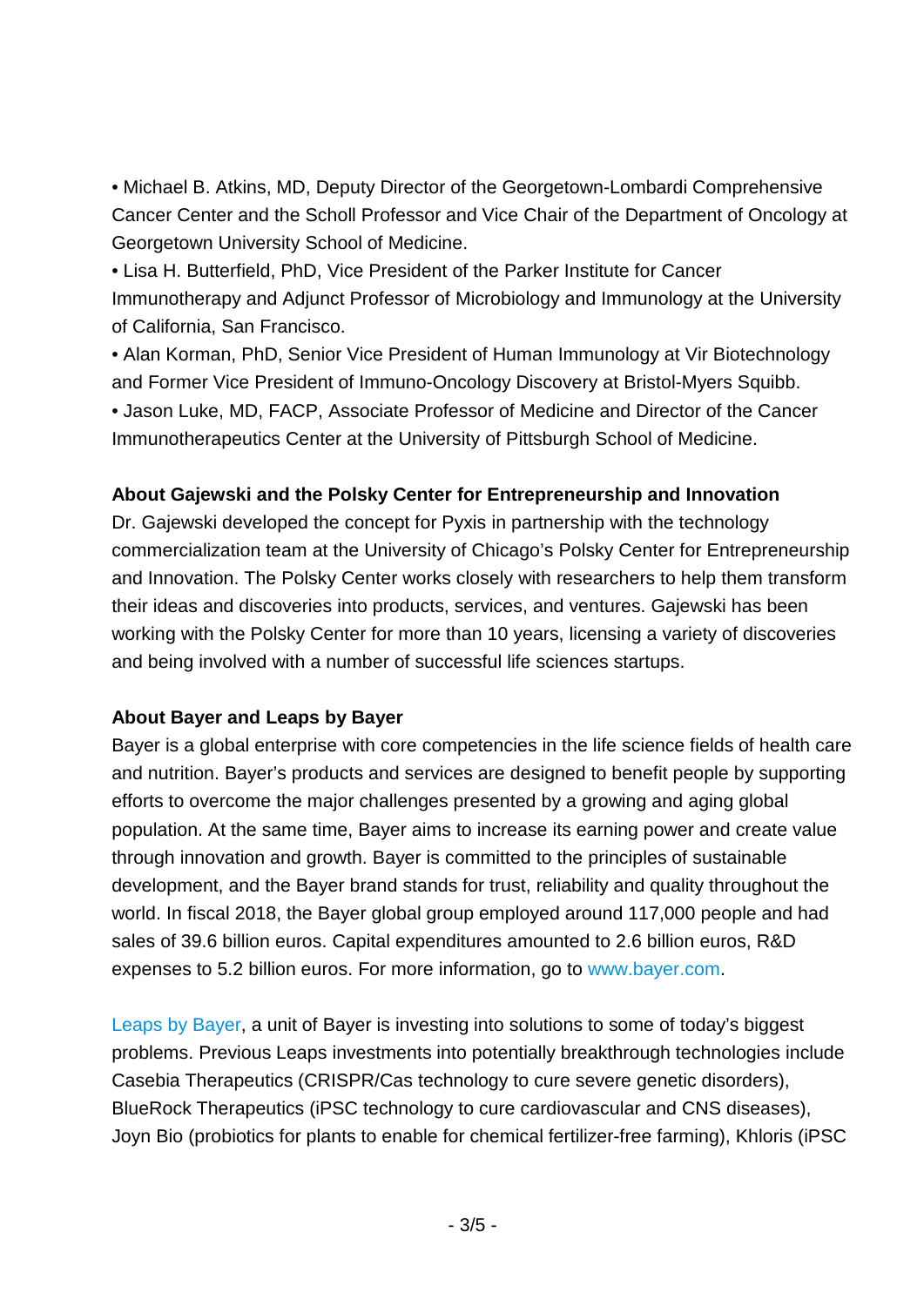- Michael B. Atkins, MD, Deputy Director of the Georgetown-Lombardi Comprehensive Cancer Center and the Scholl Professor and Vice Chair of the Department of Oncology at Georgetown University School of Medicine.
- Lisa H. Butterfield, PhD, Vice President of the Parker Institute for Cancer Immunotherapy and Adjunct Professor of Microbiology and Immunology at the University of California, San Francisco.
- Alan Korman, PhD, Senior Vice President of Human Immunology at Vir Biotechnology and Former Vice President of Immuno-Oncology Discovery at Bristol-Myers Squibb.
- Jason Luke, MD, FACP, Associate Professor of Medicine and Director of the Cancer Immunotherapeutics Center at the University of Pittsburgh School of Medicine.

**About Gajewski and the Polsky Center for Entrepreneurship and Innovation**

Dr. Gajewski developed the concept for Pyxis in partnership with the technology commercialization team at the University of Chicago's Polsky Center for Entrepreneurship and Innovation. The Polsky Center works closely with researchers to help them transform their ideas and discoveries into products, services, and ventures. Gajewski has been working with the Polsky Center for more than 10 years, licensing a variety of discoveries and being involved with a number of successful life sciences startups.

**About Bayer and Leaps by Bayer**

Bayer is a global enterprise with core competencies in the life science fields of health care and nutrition. Bayer's products and services are designed to benefit people by supporting efforts to overcome the major challenges presented by a growing and aging global population. At the same time, Bayer aims to increase its earning power and create value through innovation and growth. Bayer is committed to the principles of sustainable development, and the Bayer brand stands for trust, reliability and quality throughout the world. In fiscal 2018, the Bayer global group employed around 117,000 people and had sales of 39.6 billion euros. Capital expenditures amounted to 2.6 billion euros, R&D expenses to 5.2 billion euros. For more information, go to www.bayer.com.

Leaps by Bayer, a unit of Bayer is investing into solutions to some of today's biggest problems. Previous Leaps investments into potentially breakthrough technologies include Casebia Therapeutics (CRISPR/Cas technology to cure severe genetic disorders), BlueRock Therapeutics (iPSC technology to cure cardiovascular and CNS diseases), Joyn Bio (probiotics for plants to enable for chemical fertilizer-free farming), Khloris (iPSC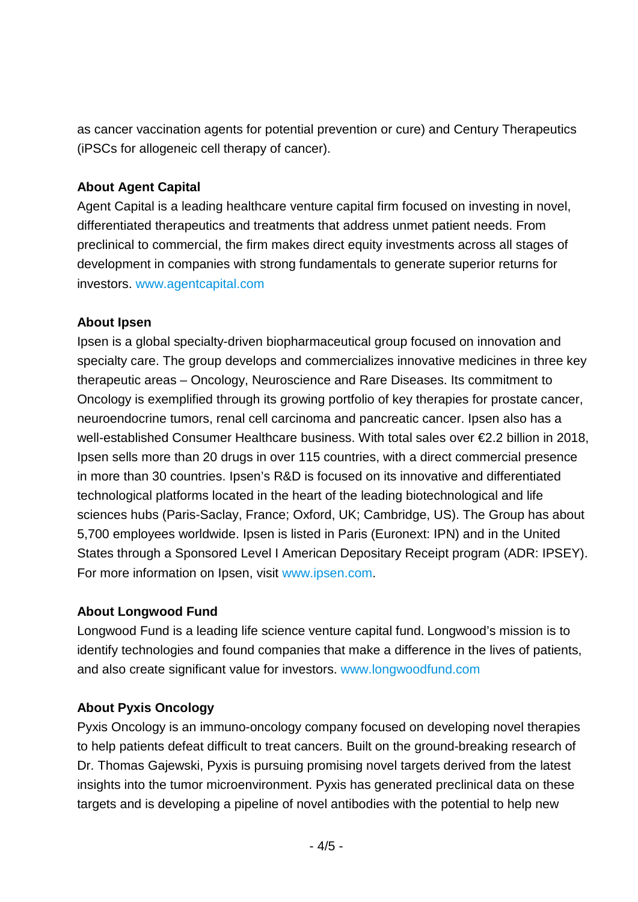as cancer vaccination agents for potential prevention or cure) and Century Therapeutics (iPSCs for allogeneic cell therapy of cancer).

**About Agent Capital**

Agent Capital is a leading healthcare venture capital firm focused on investing in novel, differentiated therapeutics and treatments that address unmet patient needs. From preclinical to commercial, the firm makes direct equity investments across all stages of development in companies with strong fundamentals to generate superior returns for investors. www.agentcapital.com

**About Ipsen**

Ipsen is a global specialty-driven biopharmaceutical group focused on innovation and specialty care. The group develops and commercializes innovative medicines in three key therapeutic areas – Oncology, Neuroscience and Rare Diseases. Its commitment to Oncology is exemplified through its growing portfolio of key therapies for prostate cancer, neuroendocrine tumors, renal cell carcinoma and pancreatic cancer. Ipsen also has a well-established Consumer Healthcare business. With total sales over €2.2 billion in 2018, Ipsen sells more than 20 drugs in over 115 countries, with a direct commercial presence in more than 30 countries. Ipsen's R&D is focused on its innovative and differentiated technological platforms located in the heart of the leading biotechnological and life sciences hubs (Paris-Saclay, France; Oxford, UK; Cambridge, US). The Group has about 5,700 employees worldwide. Ipsen is listed in Paris (Euronext: IPN) and in the United States through a Sponsored Level I American Depositary Receipt program (ADR: IPSEY). For more information on Ipsen, visit www.ipsen.com.

**About Longwood Fund**

Longwood Fund is a leading life science venture capital fund. Longwood's mission is to identify technologies and found companies that make a difference in the lives of patients, and also create significant value for investors. www.longwoodfund.com

**About Pyxis Oncology**

Pyxis Oncology is an immuno-oncology company focused on developing novel therapies to help patients defeat difficult to treat cancers. Built on the ground-breaking research of Dr. Thomas Gajewski, Pyxis is pursuing promising novel targets derived from the latest insights into the tumor microenvironment. Pyxis has generated preclinical data on these targets and is developing a pipeline of novel antibodies with the potential to help new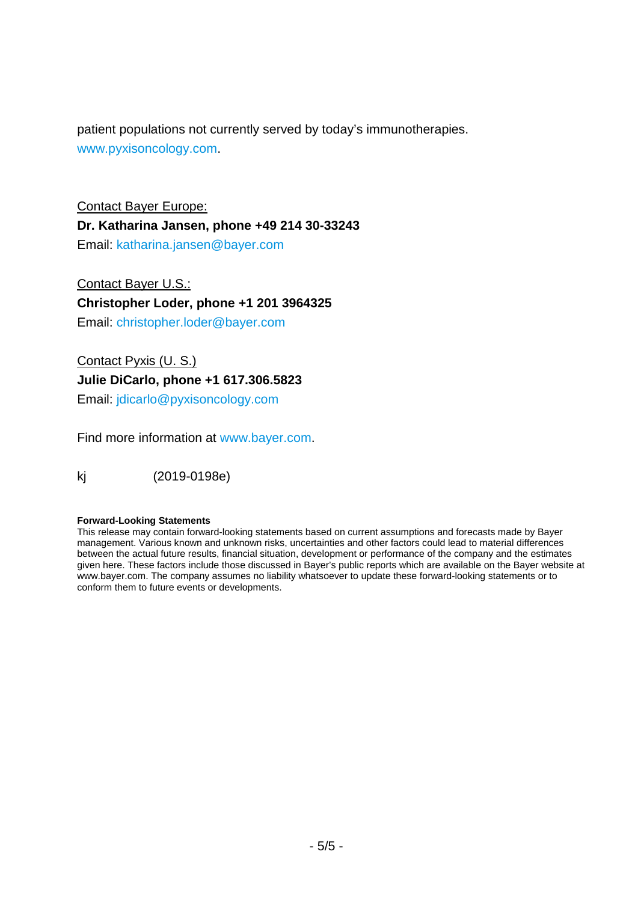patient populations not currently served by today's immunotherapies. www.pyxisoncology.com.

Contact Bayer Europe:
**Dr. Katharina Jansen, phone +49 214 30-33243**
Email: katharina.jansen@bayer.com

Contact Bayer U.S.:
**Christopher Loder, phone +1 201 3964325**
Email: christopher.loder@bayer.com

Contact Pyxis (U. S.)
**Julie DiCarlo, phone +1 617.306.5823**
Email: jdicarlo@pyxisoncology.com

Find more information at www.bayer.com.

kj (2019-0198e)

**Forward-Looking Statements**
This release may contain forward-looking statements based on current assumptions and forecasts made by Bayer management. Various known and unknown risks, uncertainties and other factors could lead to material differences between the actual future results, financial situation, development or performance of the company and the estimates given here. These factors include those discussed in Bayer's public reports which are available on the Bayer website at www.bayer.com. The company assumes no liability whatsoever to update these forward-looking statements or to conform them to future events or developments.